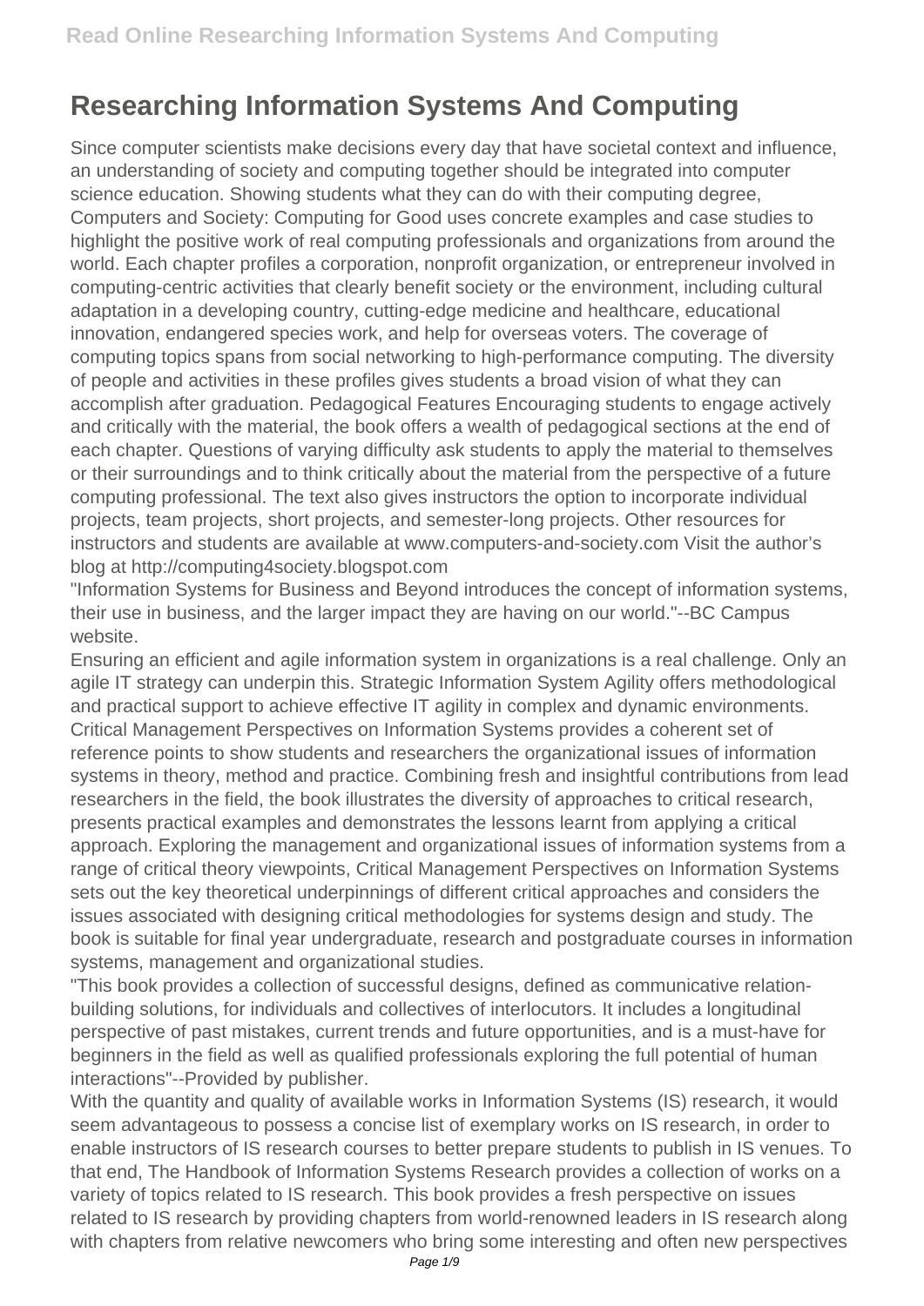# Researching Information Systems And Computing

Since computer scientists make decisions every day that have societal context and influence, an understanding of society and computing together should be integrated into computer science education. Showing students what they can do with their computing degree, Computers and Society: Computing for Good uses concrete examples and case studies to highlight the positive work of real computing professionals and organizations from around the world. Each chapter profiles a corporation, nonprofit organization, or entrepreneur involved in computing-centric activities that clearly benefit society or the environment, including cultural adaptation in a developing country, cutting-edge medicine and healthcare, educational innovation, endangered species work, and help for overseas voters. The coverage of computing topics spans from social networking to high-performance computing. The diversity of people and activities in these profiles gives students a broad vision of what they can accomplish after graduation. Pedagogical Features Encouraging students to engage actively and critically with the material, the book offers a wealth of pedagogical sections at the end of each chapter. Questions of varying difficulty ask students to apply the material to themselves or their surroundings and to think critically about the material from the perspective of a future computing professional. The text also gives instructors the option to incorporate individual projects, team projects, short projects, and semester-long projects. Other resources for instructors and students are available at www.computers-and-society.com Visit the author's blog at http://computing4society.blogspot.com

"Information Systems for Business and Beyond introduces the concept of information systems, their use in business, and the larger impact they are having on our world."--BC Campus website.

Ensuring an efficient and agile information system in organizations is a real challenge. Only an agile IT strategy can underpin this. Strategic Information System Agility offers methodological and practical support to achieve effective IT agility in complex and dynamic environments.

Critical Management Perspectives on Information Systems provides a coherent set of reference points to show students and researchers the organizational issues of information systems in theory, method and practice. Combining fresh and insightful contributions from lead researchers in the field, the book illustrates the diversity of approaches to critical research, presents practical examples and demonstrates the lessons learnt from applying a critical approach. Exploring the management and organizational issues of information systems from a range of critical theory viewpoints, Critical Management Perspectives on Information Systems sets out the key theoretical underpinnings of different critical approaches and considers the issues associated with designing critical methodologies for systems design and study. The book is suitable for final year undergraduate, research and postgraduate courses in information systems, management and organizational studies.

"This book provides a collection of successful designs, defined as communicative relation-building solutions, for individuals and collectives of interlocutors. It includes a longitudinal perspective of past mistakes, current trends and future opportunities, and is a must-have for beginners in the field as well as qualified professionals exploring the full potential of human interactions"--Provided by publisher.

With the quantity and quality of available works in Information Systems (IS) research, it would seem advantageous to possess a concise list of exemplary works on IS research, in order to enable instructors of IS research courses to better prepare students to publish in IS venues. To that end, The Handbook of Information Systems Research provides a collection of works on a variety of topics related to IS research. This book provides a fresh perspective on issues related to IS research by providing chapters from world-renowned leaders in IS research along with chapters from relative newcomers who bring some interesting and often new perspectives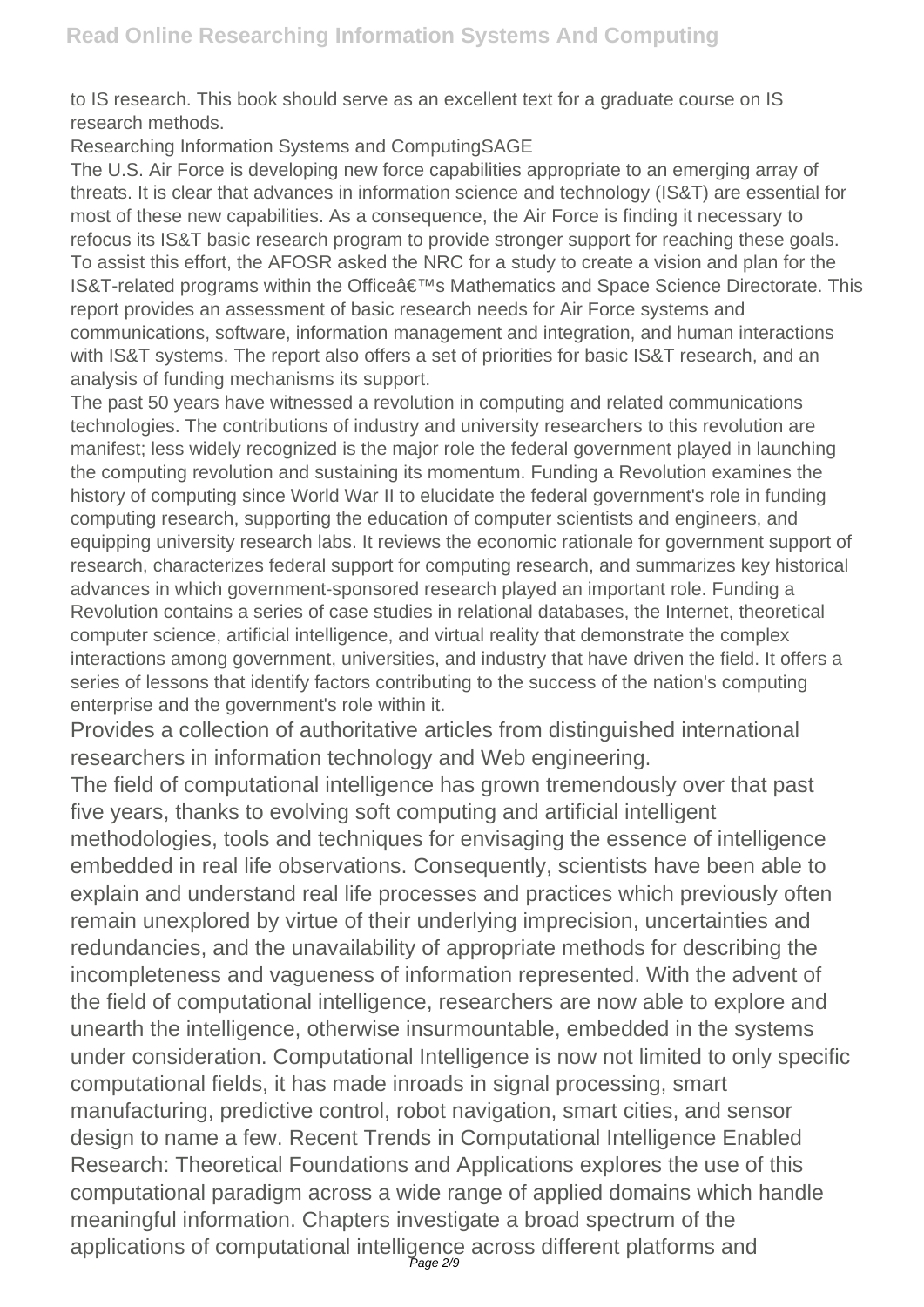to IS research. This book should serve as an excellent text for a graduate course on IS research methods.

Researching Information Systems and ComputingSAGE

The U.S. Air Force is developing new force capabilities appropriate to an emerging array of threats. It is clear that advances in information science and technology (IS&T) are essential for most of these new capabilities. As a consequence, the Air Force is finding it necessary to refocus its IS&T basic research program to provide stronger support for reaching these goals. To assist this effort, the AFOSR asked the NRC for a study to create a vision and plan for the IS&T-related programs within the Officeâ€™s Mathematics and Space Science Directorate. This report provides an assessment of basic research needs for Air Force systems and communications, software, information management and integration, and human interactions with IS&T systems. The report also offers a set of priorities for basic IS&T research, and an analysis of funding mechanisms its support.

The past 50 years have witnessed a revolution in computing and related communications technologies. The contributions of industry and university researchers to this revolution are manifest; less widely recognized is the major role the federal government played in launching the computing revolution and sustaining its momentum. Funding a Revolution examines the history of computing since World War II to elucidate the federal government's role in funding computing research, supporting the education of computer scientists and engineers, and equipping university research labs. It reviews the economic rationale for government support of research, characterizes federal support for computing research, and summarizes key historical advances in which government-sponsored research played an important role. Funding a Revolution contains a series of case studies in relational databases, the Internet, theoretical computer science, artificial intelligence, and virtual reality that demonstrate the complex interactions among government, universities, and industry that have driven the field. It offers a series of lessons that identify factors contributing to the success of the nation's computing enterprise and the government's role within it.

Provides a collection of authoritative articles from distinguished international researchers in information technology and Web engineering.

The field of computational intelligence has grown tremendously over that past five years, thanks to evolving soft computing and artificial intelligent methodologies, tools and techniques for envisaging the essence of intelligence embedded in real life observations. Consequently, scientists have been able to explain and understand real life processes and practices which previously often remain unexplored by virtue of their underlying imprecision, uncertainties and redundancies, and the unavailability of appropriate methods for describing the incompleteness and vagueness of information represented. With the advent of the field of computational intelligence, researchers are now able to explore and unearth the intelligence, otherwise insurmountable, embedded in the systems under consideration. Computational Intelligence is now not limited to only specific computational fields, it has made inroads in signal processing, smart manufacturing, predictive control, robot navigation, smart cities, and sensor design to name a few. Recent Trends in Computational Intelligence Enabled Research: Theoretical Foundations and Applications explores the use of this computational paradigm across a wide range of applied domains which handle meaningful information. Chapters investigate a broad spectrum of the applications of computational intelligence across different platforms and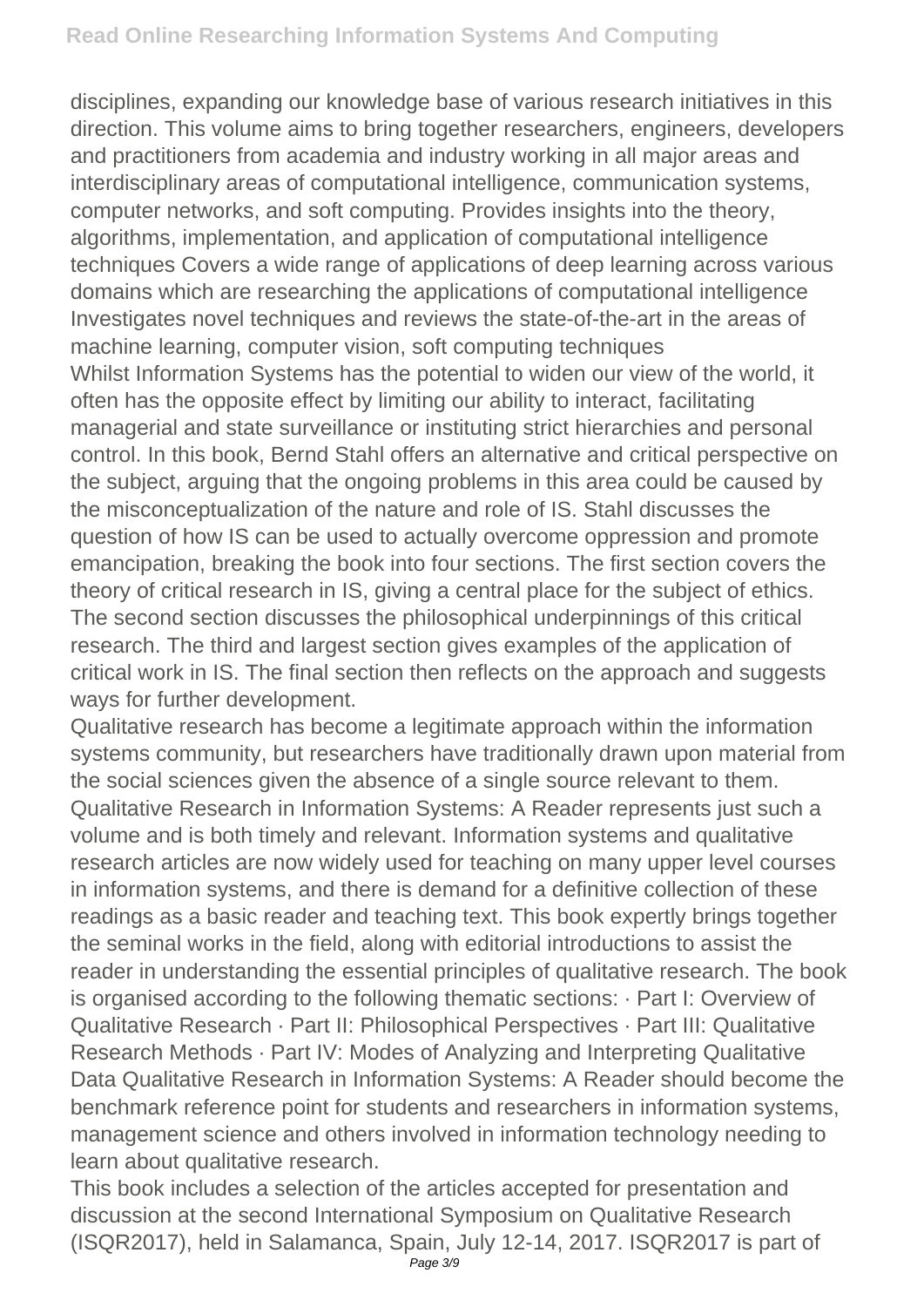disciplines, expanding our knowledge base of various research initiatives in this direction. This volume aims to bring together researchers, engineers, developers and practitioners from academia and industry working in all major areas and interdisciplinary areas of computational intelligence, communication systems, computer networks, and soft computing. Provides insights into the theory, algorithms, implementation, and application of computational intelligence techniques Covers a wide range of applications of deep learning across various domains which are researching the applications of computational intelligence Investigates novel techniques and reviews the state-of-the-art in the areas of machine learning, computer vision, soft computing techniques

Whilst Information Systems has the potential to widen our view of the world, it often has the opposite effect by limiting our ability to interact, facilitating managerial and state surveillance or instituting strict hierarchies and personal control. In this book, Bernd Stahl offers an alternative and critical perspective on the subject, arguing that the ongoing problems in this area could be caused by the misconceptualization of the nature and role of IS. Stahl discusses the question of how IS can be used to actually overcome oppression and promote emancipation, breaking the book into four sections. The first section covers the theory of critical research in IS, giving a central place for the subject of ethics. The second section discusses the philosophical underpinnings of this critical research. The third and largest section gives examples of the application of critical work in IS. The final section then reflects on the approach and suggests ways for further development.

Qualitative research has become a legitimate approach within the information systems community, but researchers have traditionally drawn upon material from the social sciences given the absence of a single source relevant to them. Qualitative Research in Information Systems: A Reader represents just such a volume and is both timely and relevant. Information systems and qualitative research articles are now widely used for teaching on many upper level courses in information systems, and there is demand for a definitive collection of these readings as a basic reader and teaching text. This book expertly brings together the seminal works in the field, along with editorial introductions to assist the reader in understanding the essential principles of qualitative research. The book is organised according to the following thematic sections: · Part I: Overview of Qualitative Research · Part II: Philosophical Perspectives · Part III: Qualitative Research Methods · Part IV: Modes of Analyzing and Interpreting Qualitative Data Qualitative Research in Information Systems: A Reader should become the benchmark reference point for students and researchers in information systems, management science and others involved in information technology needing to learn about qualitative research.

This book includes a selection of the articles accepted for presentation and discussion at the second International Symposium on Qualitative Research (ISQR2017), held in Salamanca, Spain, July 12-14, 2017. ISQR2017 is part of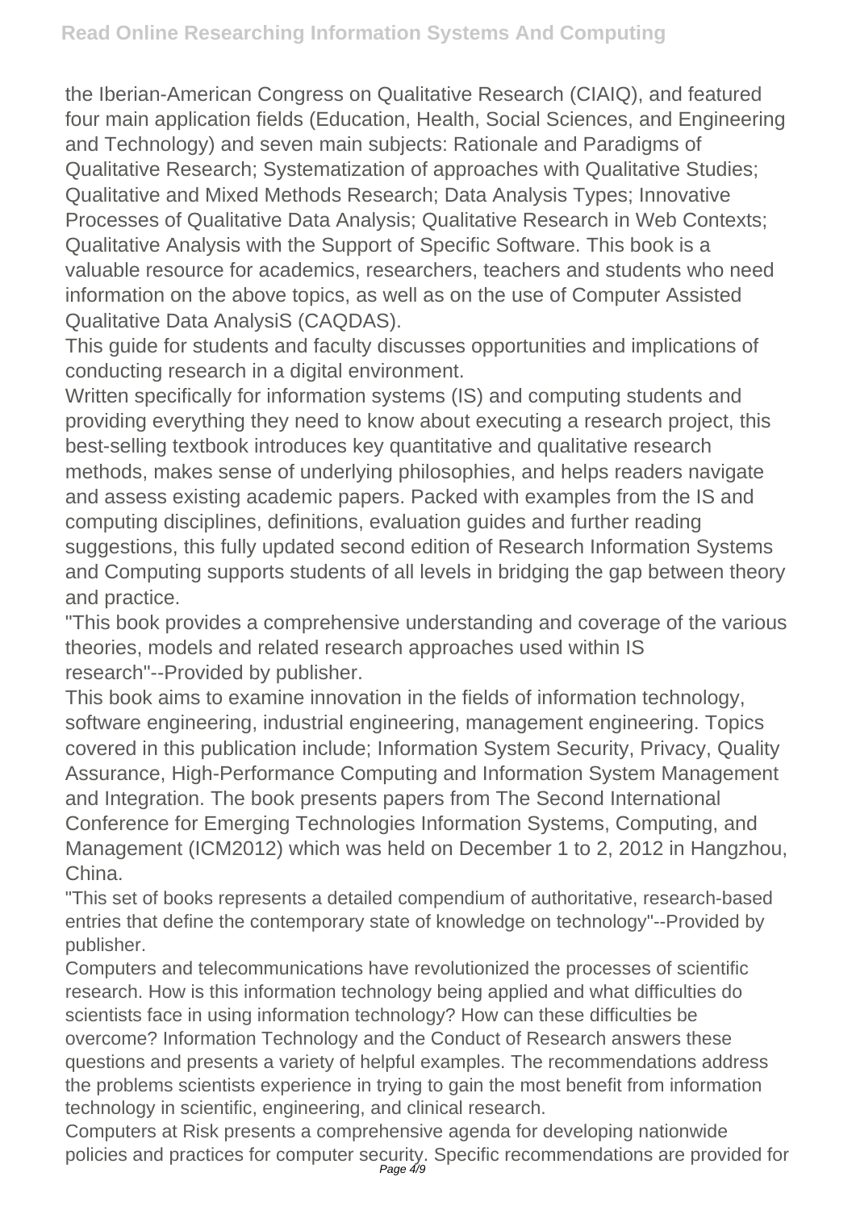the Iberian-American Congress on Qualitative Research (CIAIQ), and featured four main application fields (Education, Health, Social Sciences, and Engineering and Technology) and seven main subjects: Rationale and Paradigms of Qualitative Research; Systematization of approaches with Qualitative Studies; Qualitative and Mixed Methods Research; Data Analysis Types; Innovative Processes of Qualitative Data Analysis; Qualitative Research in Web Contexts; Qualitative Analysis with the Support of Specific Software. This book is a valuable resource for academics, researchers, teachers and students who need information on the above topics, as well as on the use of Computer Assisted Qualitative Data AnalysiS (CAQDAS).

This guide for students and faculty discusses opportunities and implications of conducting research in a digital environment.

Written specifically for information systems (IS) and computing students and providing everything they need to know about executing a research project, this best-selling textbook introduces key quantitative and qualitative research methods, makes sense of underlying philosophies, and helps readers navigate and assess existing academic papers. Packed with examples from the IS and computing disciplines, definitions, evaluation guides and further reading suggestions, this fully updated second edition of Research Information Systems and Computing supports students of all levels in bridging the gap between theory and practice.

"This book provides a comprehensive understanding and coverage of the various theories, models and related research approaches used within IS research"--Provided by publisher.

This book aims to examine innovation in the fields of information technology, software engineering, industrial engineering, management engineering. Topics covered in this publication include; Information System Security, Privacy, Quality Assurance, High-Performance Computing and Information System Management and Integration. The book presents papers from The Second International Conference for Emerging Technologies Information Systems, Computing, and Management (ICM2012) which was held on December 1 to 2, 2012 in Hangzhou, China.

"This set of books represents a detailed compendium of authoritative, research-based entries that define the contemporary state of knowledge on technology"--Provided by publisher.

Computers and telecommunications have revolutionized the processes of scientific research. How is this information technology being applied and what difficulties do scientists face in using information technology? How can these difficulties be overcome? Information Technology and the Conduct of Research answers these questions and presents a variety of helpful examples. The recommendations address the problems scientists experience in trying to gain the most benefit from information technology in scientific, engineering, and clinical research.

Computers at Risk presents a comprehensive agenda for developing nationwide policies and practices for computer security. Specific recommendations are provided for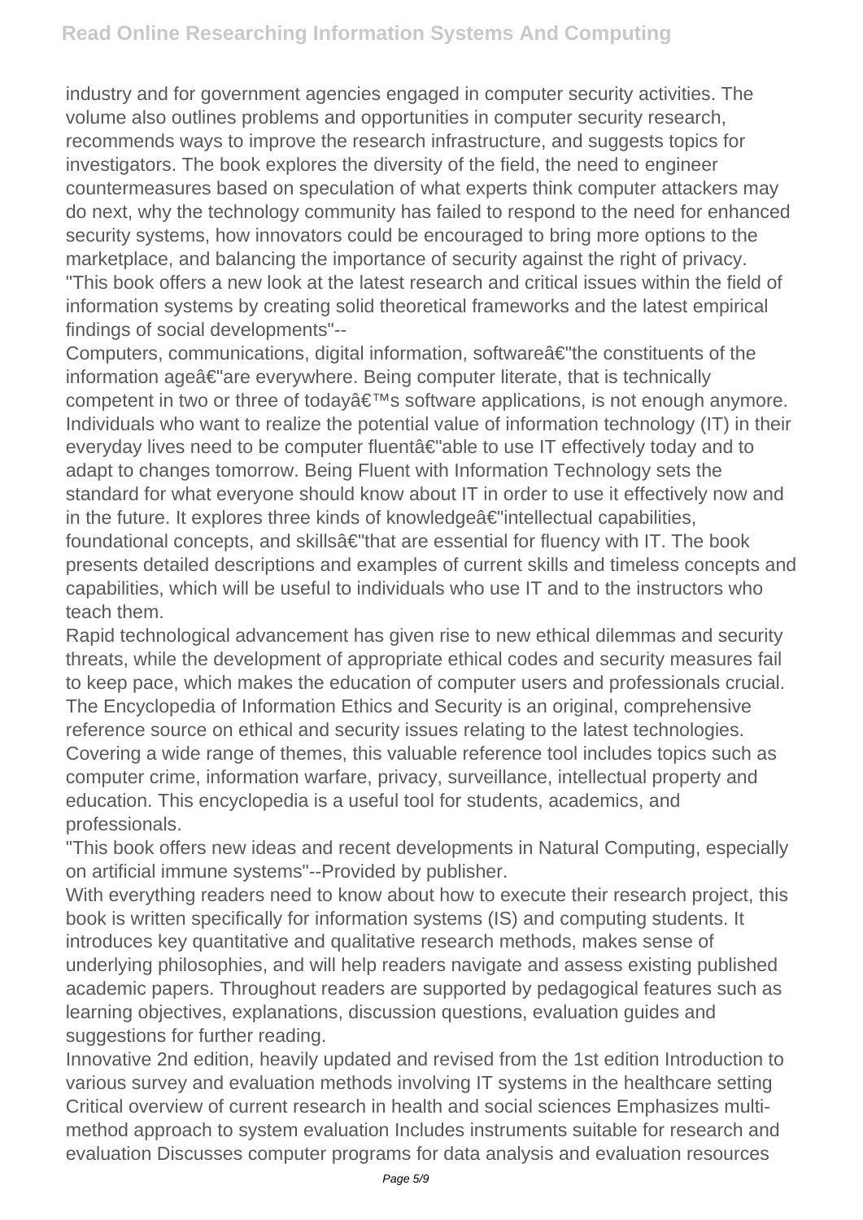industry and for government agencies engaged in computer security activities. The volume also outlines problems and opportunities in computer security research, recommends ways to improve the research infrastructure, and suggests topics for investigators. The book explores the diversity of the field, the need to engineer countermeasures based on speculation of what experts think computer attackers may do next, why the technology community has failed to respond to the need for enhanced security systems, how innovators could be encouraged to bring more options to the marketplace, and balancing the importance of security against the right of privacy.

"This book offers a new look at the latest research and critical issues within the field of information systems by creating solid theoretical frameworks and the latest empirical findings of social developments"--

Computers, communications, digital information, softwareâ€"the constituents of the information ageâ€"are everywhere. Being computer literate, that is technically competent in two or three of todayâ€™s software applications, is not enough anymore. Individuals who want to realize the potential value of information technology (IT) in their everyday lives need to be computer fluentâ€"able to use IT effectively today and to adapt to changes tomorrow. Being Fluent with Information Technology sets the standard for what everyone should know about IT in order to use it effectively now and in the future. It explores three kinds of knowledgeâ€"intellectual capabilities, foundational concepts, and skillsâ€"that are essential for fluency with IT. The book presents detailed descriptions and examples of current skills and timeless concepts and capabilities, which will be useful to individuals who use IT and to the instructors who teach them.

Rapid technological advancement has given rise to new ethical dilemmas and security threats, while the development of appropriate ethical codes and security measures fail to keep pace, which makes the education of computer users and professionals crucial. The Encyclopedia of Information Ethics and Security is an original, comprehensive reference source on ethical and security issues relating to the latest technologies. Covering a wide range of themes, this valuable reference tool includes topics such as computer crime, information warfare, privacy, surveillance, intellectual property and education. This encyclopedia is a useful tool for students, academics, and professionals.

"This book offers new ideas and recent developments in Natural Computing, especially on artificial immune systems"--Provided by publisher.

With everything readers need to know about how to execute their research project, this book is written specifically for information systems (IS) and computing students. It introduces key quantitative and qualitative research methods, makes sense of underlying philosophies, and will help readers navigate and assess existing published academic papers. Throughout readers are supported by pedagogical features such as learning objectives, explanations, discussion questions, evaluation guides and suggestions for further reading.

Innovative 2nd edition, heavily updated and revised from the 1st edition Introduction to various survey and evaluation methods involving IT systems in the healthcare setting Critical overview of current research in health and social sciences Emphasizes multi-method approach to system evaluation Includes instruments suitable for research and evaluation Discusses computer programs for data analysis and evaluation resources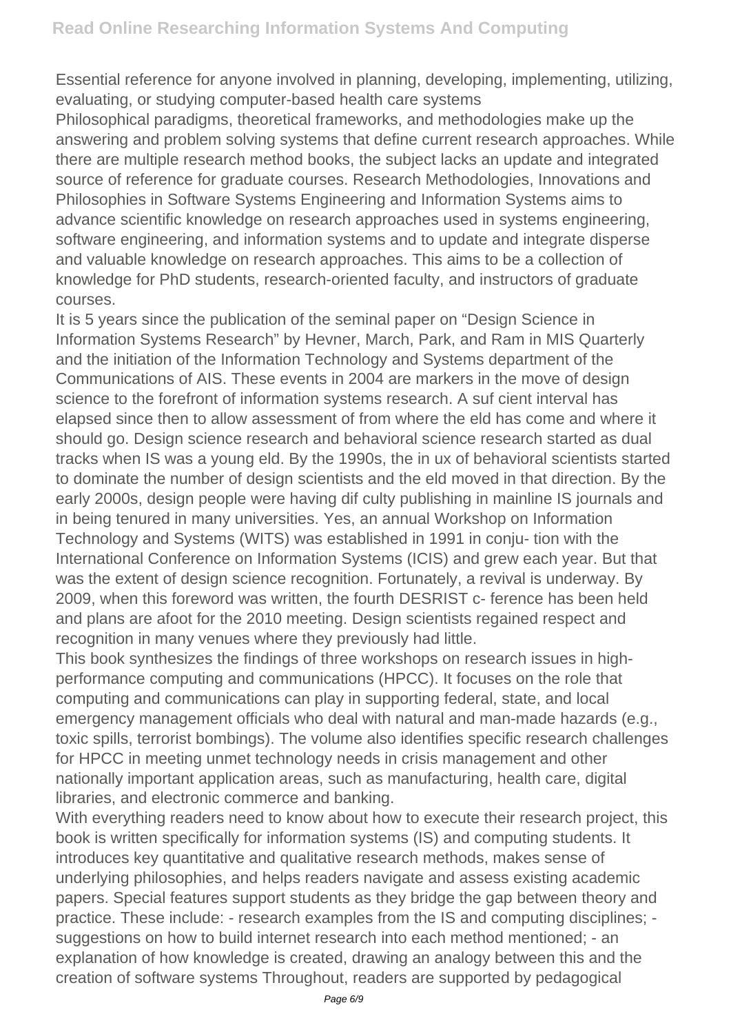Essential reference for anyone involved in planning, developing, implementing, utilizing, evaluating, or studying computer-based health care systems

Philosophical paradigms, theoretical frameworks, and methodologies make up the answering and problem solving systems that define current research approaches. While there are multiple research method books, the subject lacks an update and integrated source of reference for graduate courses. Research Methodologies, Innovations and Philosophies in Software Systems Engineering and Information Systems aims to advance scientific knowledge on research approaches used in systems engineering, software engineering, and information systems and to update and integrate disperse and valuable knowledge on research approaches. This aims to be a collection of knowledge for PhD students, research-oriented faculty, and instructors of graduate courses.

It is 5 years since the publication of the seminal paper on "Design Science in Information Systems Research" by Hevner, March, Park, and Ram in MIS Quarterly and the initiation of the Information Technology and Systems department of the Communications of AIS. These events in 2004 are markers in the move of design science to the forefront of information systems research. A suf cient interval has elapsed since then to allow assessment of from where the eld has come and where it should go. Design science research and behavioral science research started as dual tracks when IS was a young eld. By the 1990s, the in ux of behavioral scientists started to dominate the number of design scientists and the eld moved in that direction. By the early 2000s, design people were having dif culty publishing in mainline IS journals and in being tenured in many universities. Yes, an annual Workshop on Information Technology and Systems (WITS) was established in 1991 in conju- tion with the International Conference on Information Systems (ICIS) and grew each year. But that was the extent of design science recognition. Fortunately, a revival is underway. By 2009, when this foreword was written, the fourth DESRIST c- ference has been held and plans are afoot for the 2010 meeting. Design scientists regained respect and recognition in many venues where they previously had little.

This book synthesizes the findings of three workshops on research issues in high-performance computing and communications (HPCC). It focuses on the role that computing and communications can play in supporting federal, state, and local emergency management officials who deal with natural and man-made hazards (e.g., toxic spills, terrorist bombings). The volume also identifies specific research challenges for HPCC in meeting unmet technology needs in crisis management and other nationally important application areas, such as manufacturing, health care, digital libraries, and electronic commerce and banking.

With everything readers need to know about how to execute their research project, this book is written specifically for information systems (IS) and computing students. It introduces key quantitative and qualitative research methods, makes sense of underlying philosophies, and helps readers navigate and assess existing academic papers. Special features support students as they bridge the gap between theory and practice. These include: - research examples from the IS and computing disciplines; - suggestions on how to build internet research into each method mentioned; - an explanation of how knowledge is created, drawing an analogy between this and the creation of software systems Throughout, readers are supported by pedagogical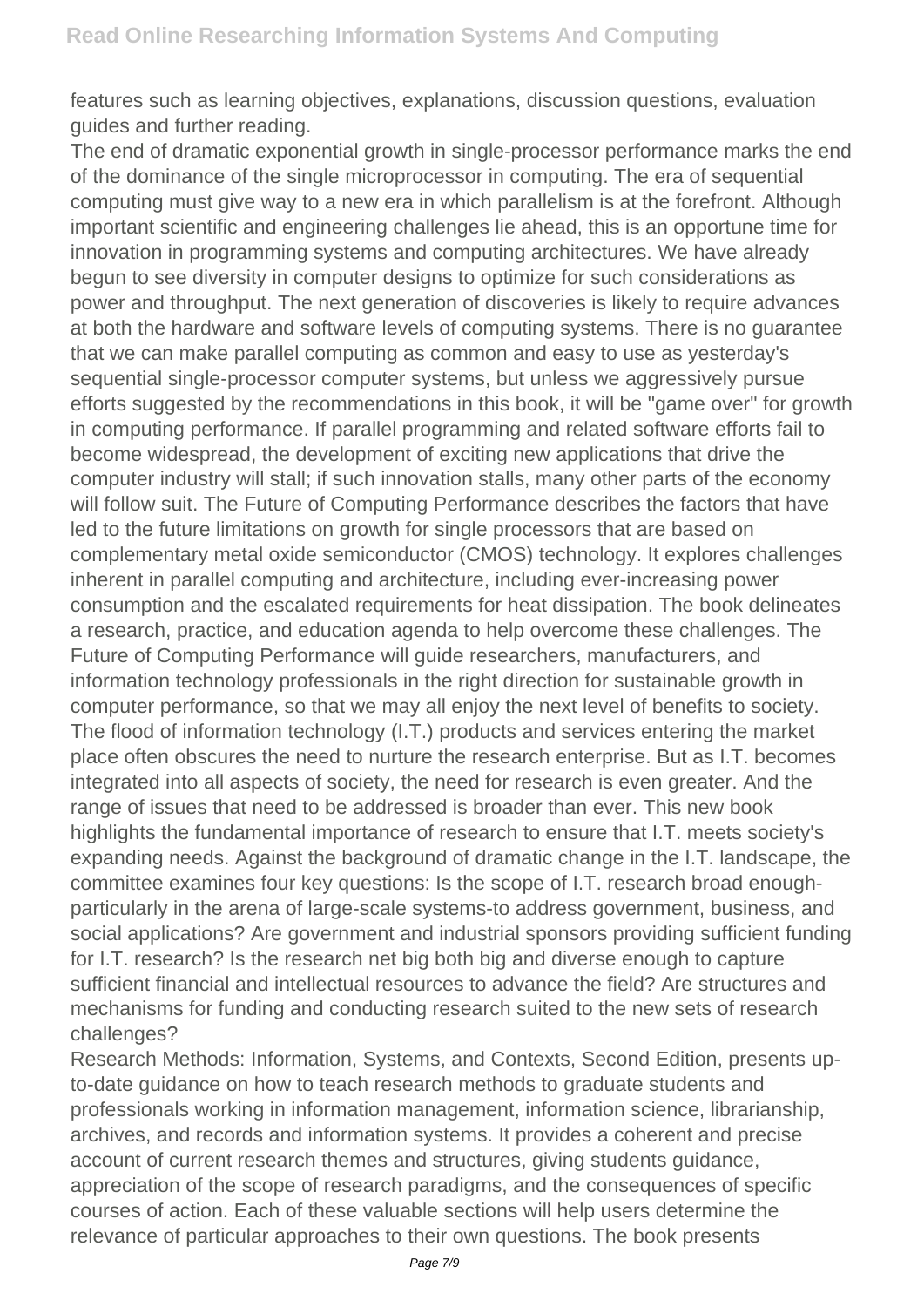features such as learning objectives, explanations, discussion questions, evaluation guides and further reading.

The end of dramatic exponential growth in single-processor performance marks the end of the dominance of the single microprocessor in computing. The era of sequential computing must give way to a new era in which parallelism is at the forefront. Although important scientific and engineering challenges lie ahead, this is an opportune time for innovation in programming systems and computing architectures. We have already begun to see diversity in computer designs to optimize for such considerations as power and throughput. The next generation of discoveries is likely to require advances at both the hardware and software levels of computing systems. There is no guarantee that we can make parallel computing as common and easy to use as yesterday's sequential single-processor computer systems, but unless we aggressively pursue efforts suggested by the recommendations in this book, it will be "game over" for growth in computing performance. If parallel programming and related software efforts fail to become widespread, the development of exciting new applications that drive the computer industry will stall; if such innovation stalls, many other parts of the economy will follow suit. The Future of Computing Performance describes the factors that have led to the future limitations on growth for single processors that are based on complementary metal oxide semiconductor (CMOS) technology. It explores challenges inherent in parallel computing and architecture, including ever-increasing power consumption and the escalated requirements for heat dissipation. The book delineates a research, practice, and education agenda to help overcome these challenges. The Future of Computing Performance will guide researchers, manufacturers, and information technology professionals in the right direction for sustainable growth in computer performance, so that we may all enjoy the next level of benefits to society.

The flood of information technology (I.T.) products and services entering the market place often obscures the need to nurture the research enterprise. But as I.T. becomes integrated into all aspects of society, the need for research is even greater. And the range of issues that need to be addressed is broader than ever. This new book highlights the fundamental importance of research to ensure that I.T. meets society's expanding needs. Against the background of dramatic change in the I.T. landscape, the committee examines four key questions: Is the scope of I.T. research broad enough-particularly in the arena of large-scale systems-to address government, business, and social applications? Are government and industrial sponsors providing sufficient funding for I.T. research? Is the research net big both big and diverse enough to capture sufficient financial and intellectual resources to advance the field? Are structures and mechanisms for funding and conducting research suited to the new sets of research challenges?

Research Methods: Information, Systems, and Contexts, Second Edition, presents up-to-date guidance on how to teach research methods to graduate students and professionals working in information management, information science, librarianship, archives, and records and information systems. It provides a coherent and precise account of current research themes and structures, giving students guidance, appreciation of the scope of research paradigms, and the consequences of specific courses of action. Each of these valuable sections will help users determine the relevance of particular approaches to their own questions. The book presents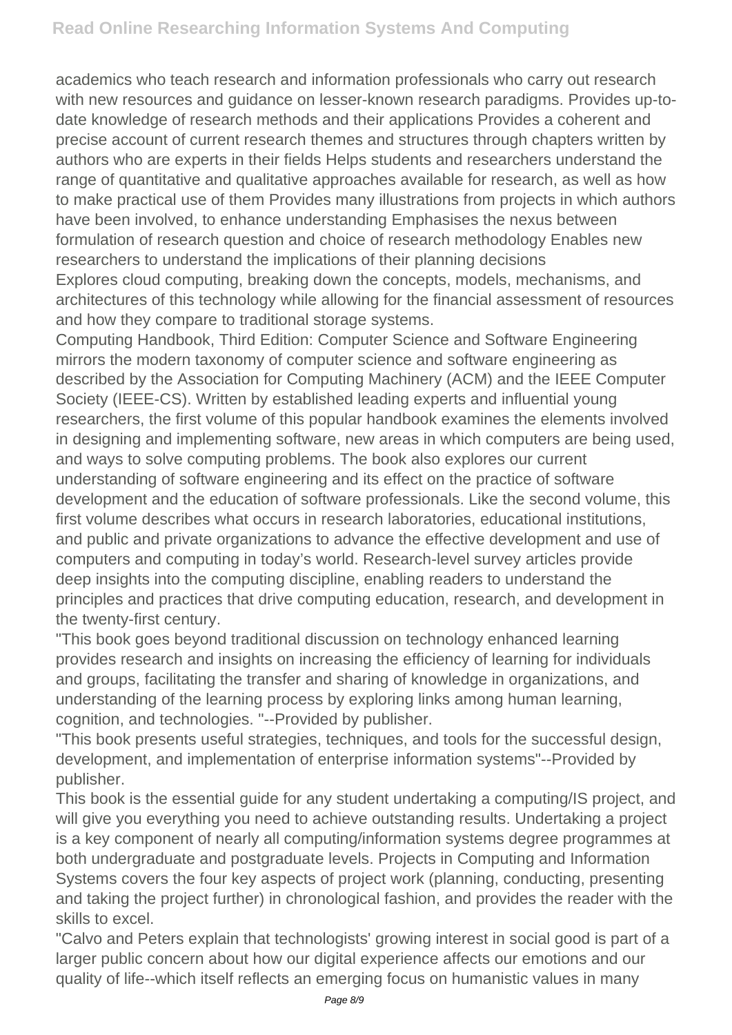academics who teach research and information professionals who carry out research with new resources and guidance on lesser-known research paradigms. Provides up-to-date knowledge of research methods and their applications Provides a coherent and precise account of current research themes and structures through chapters written by authors who are experts in their fields Helps students and researchers understand the range of quantitative and qualitative approaches available for research, as well as how to make practical use of them Provides many illustrations from projects in which authors have been involved, to enhance understanding Emphasises the nexus between formulation of research question and choice of research methodology Enables new researchers to understand the implications of their planning decisions

Explores cloud computing, breaking down the concepts, models, mechanisms, and architectures of this technology while allowing for the financial assessment of resources and how they compare to traditional storage systems.

Computing Handbook, Third Edition: Computer Science and Software Engineering mirrors the modern taxonomy of computer science and software engineering as described by the Association for Computing Machinery (ACM) and the IEEE Computer Society (IEEE-CS). Written by established leading experts and influential young researchers, the first volume of this popular handbook examines the elements involved in designing and implementing software, new areas in which computers are being used, and ways to solve computing problems. The book also explores our current understanding of software engineering and its effect on the practice of software development and the education of software professionals. Like the second volume, this first volume describes what occurs in research laboratories, educational institutions, and public and private organizations to advance the effective development and use of computers and computing in today's world. Research-level survey articles provide deep insights into the computing discipline, enabling readers to understand the principles and practices that drive computing education, research, and development in the twenty-first century.

"This book goes beyond traditional discussion on technology enhanced learning provides research and insights on increasing the efficiency of learning for individuals and groups, facilitating the transfer and sharing of knowledge in organizations, and understanding of the learning process by exploring links among human learning, cognition, and technologies. "--Provided by publisher.

"This book presents useful strategies, techniques, and tools for the successful design, development, and implementation of enterprise information systems"--Provided by publisher.

This book is the essential guide for any student undertaking a computing/IS project, and will give you everything you need to achieve outstanding results. Undertaking a project is a key component of nearly all computing/information systems degree programmes at both undergraduate and postgraduate levels. Projects in Computing and Information Systems covers the four key aspects of project work (planning, conducting, presenting and taking the project further) in chronological fashion, and provides the reader with the skills to excel.

"Calvo and Peters explain that technologists' growing interest in social good is part of a larger public concern about how our digital experience affects our emotions and our quality of life--which itself reflects an emerging focus on humanistic values in many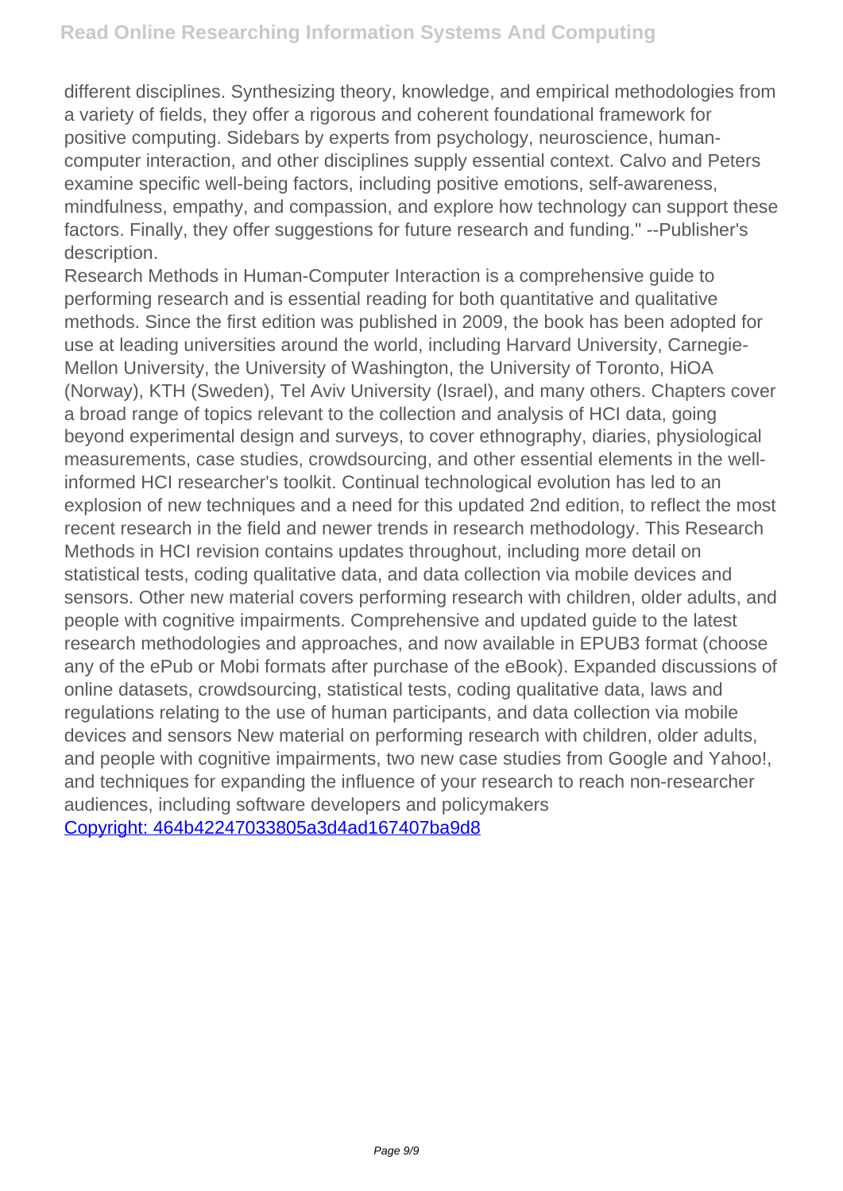different disciplines. Synthesizing theory, knowledge, and empirical methodologies from a variety of fields, they offer a rigorous and coherent foundational framework for positive computing. Sidebars by experts from psychology, neuroscience, human-computer interaction, and other disciplines supply essential context. Calvo and Peters examine specific well-being factors, including positive emotions, self-awareness, mindfulness, empathy, and compassion, and explore how technology can support these factors. Finally, they offer suggestions for future research and funding." --Publisher's description.

Research Methods in Human-Computer Interaction is a comprehensive guide to performing research and is essential reading for both quantitative and qualitative methods. Since the first edition was published in 2009, the book has been adopted for use at leading universities around the world, including Harvard University, Carnegie-Mellon University, the University of Washington, the University of Toronto, HiOA (Norway), KTH (Sweden), Tel Aviv University (Israel), and many others. Chapters cover a broad range of topics relevant to the collection and analysis of HCI data, going beyond experimental design and surveys, to cover ethnography, diaries, physiological measurements, case studies, crowdsourcing, and other essential elements in the well-informed HCI researcher's toolkit. Continual technological evolution has led to an explosion of new techniques and a need for this updated 2nd edition, to reflect the most recent research in the field and newer trends in research methodology. This Research Methods in HCI revision contains updates throughout, including more detail on statistical tests, coding qualitative data, and data collection via mobile devices and sensors. Other new material covers performing research with children, older adults, and people with cognitive impairments. Comprehensive and updated guide to the latest research methodologies and approaches, and now available in EPUB3 format (choose any of the ePub or Mobi formats after purchase of the eBook). Expanded discussions of online datasets, crowdsourcing, statistical tests, coding qualitative data, laws and regulations relating to the use of human participants, and data collection via mobile devices and sensors New material on performing research with children, older adults, and people with cognitive impairments, two new case studies from Google and Yahoo!, and techniques for expanding the influence of your research to reach non-researcher audiences, including software developers and policymakers

Copyright: 464b42247033805a3d4ad167407ba9d8